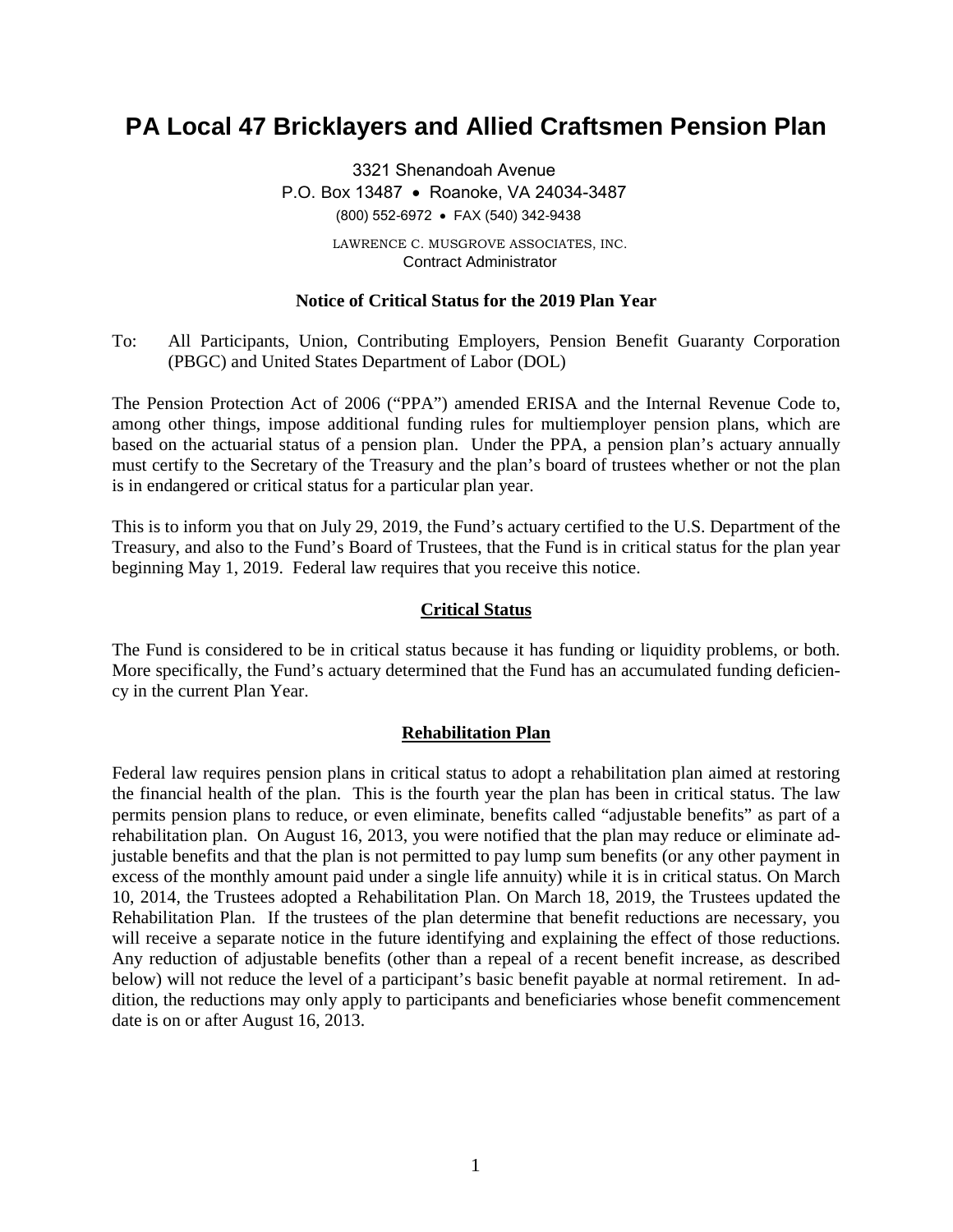# PA Local 47 Bricklayers and Allied Craftsmen Pension Plan

3321 Shenandoah Avenue
P.O. Box 13487 • Roanoke, VA 24034-3487
(800) 552-6972 • FAX (540) 342-9438

LAWRENCE C. MUSGROVE ASSOCIATES, INC.
Contract Administrator

**Notice of Critical Status for the 2019 Plan Year**

To: All Participants, Union, Contributing Employers, Pension Benefit Guaranty Corporation (PBGC) and United States Department of Labor (DOL)

The Pension Protection Act of 2006 ("PPA") amended ERISA and the Internal Revenue Code to, among other things, impose additional funding rules for multiemployer pension plans, which are based on the actuarial status of a pension plan. Under the PPA, a pension plan's actuary annually must certify to the Secretary of the Treasury and the plan's board of trustees whether or not the plan is in endangered or critical status for a particular plan year.

This is to inform you that on July 29, 2019, the Fund's actuary certified to the U.S. Department of the Treasury, and also to the Fund's Board of Trustees, that the Fund is in critical status for the plan year beginning May 1, 2019. Federal law requires that you receive this notice.

## Critical Status

The Fund is considered to be in critical status because it has funding or liquidity problems, or both. More specifically, the Fund's actuary determined that the Fund has an accumulated funding deficiency in the current Plan Year.

## Rehabilitation Plan

Federal law requires pension plans in critical status to adopt a rehabilitation plan aimed at restoring the financial health of the plan. This is the fourth year the plan has been in critical status. The law permits pension plans to reduce, or even eliminate, benefits called "adjustable benefits" as part of a rehabilitation plan. On August 16, 2013, you were notified that the plan may reduce or eliminate adjustable benefits and that the plan is not permitted to pay lump sum benefits (or any other payment in excess of the monthly amount paid under a single life annuity) while it is in critical status. On March 10, 2014, the Trustees adopted a Rehabilitation Plan. On March 18, 2019, the Trustees updated the Rehabilitation Plan. If the trustees of the plan determine that benefit reductions are necessary, you will receive a separate notice in the future identifying and explaining the effect of those reductions. Any reduction of adjustable benefits (other than a repeal of a recent benefit increase, as described below) will not reduce the level of a participant's basic benefit payable at normal retirement. In addition, the reductions may only apply to participants and beneficiaries whose benefit commencement date is on or after August 16, 2013.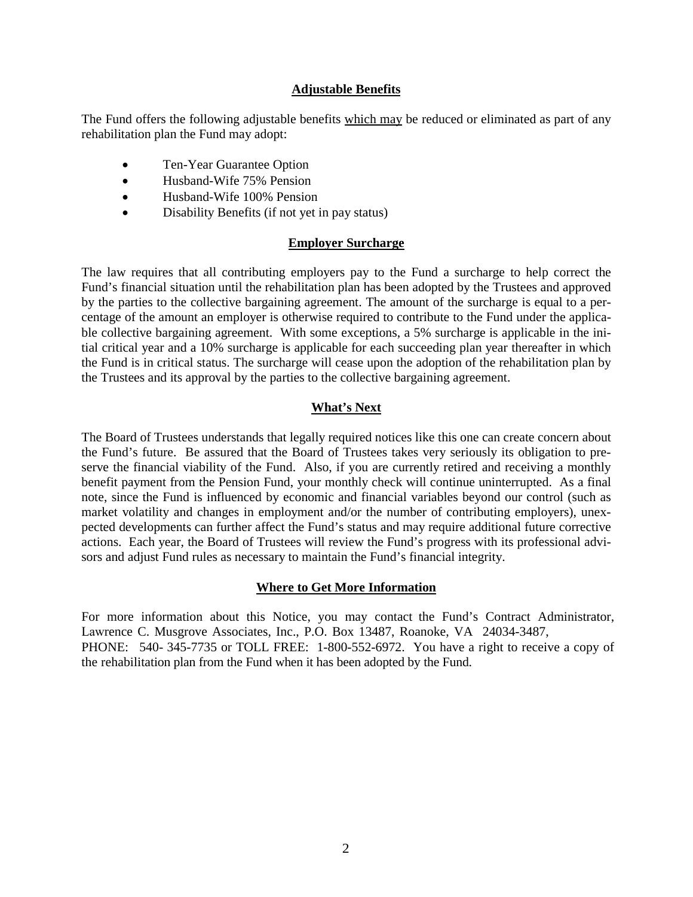## Adjustable Benefits

The Fund offers the following adjustable benefits which may be reduced or eliminated as part of any rehabilitation plan the Fund may adopt:

- Ten-Year Guarantee Option
- Husband-Wife 75% Pension
- Husband-Wife 100% Pension
- Disability Benefits (if not yet in pay status)

## Employer Surcharge

The law requires that all contributing employers pay to the Fund a surcharge to help correct the Fund's financial situation until the rehabilitation plan has been adopted by the Trustees and approved by the parties to the collective bargaining agreement. The amount of the surcharge is equal to a percentage of the amount an employer is otherwise required to contribute to the Fund under the applicable collective bargaining agreement. With some exceptions, a 5% surcharge is applicable in the initial critical year and a 10% surcharge is applicable for each succeeding plan year thereafter in which the Fund is in critical status. The surcharge will cease upon the adoption of the rehabilitation plan by the Trustees and its approval by the parties to the collective bargaining agreement.

## What's Next

The Board of Trustees understands that legally required notices like this one can create concern about the Fund's future. Be assured that the Board of Trustees takes very seriously its obligation to preserve the financial viability of the Fund. Also, if you are currently retired and receiving a monthly benefit payment from the Pension Fund, your monthly check will continue uninterrupted. As a final note, since the Fund is influenced by economic and financial variables beyond our control (such as market volatility and changes in employment and/or the number of contributing employers), unexpected developments can further affect the Fund's status and may require additional future corrective actions. Each year, the Board of Trustees will review the Fund's progress with its professional advisors and adjust Fund rules as necessary to maintain the Fund's financial integrity.

## Where to Get More Information

For more information about this Notice, you may contact the Fund's Contract Administrator, Lawrence C. Musgrove Associates, Inc., P.O. Box 13487, Roanoke, VA 24034-3487,
PHONE: 540- 345-7735 or TOLL FREE: 1-800-552-6972. You have a right to receive a copy of the rehabilitation plan from the Fund when it has been adopted by the Fund.